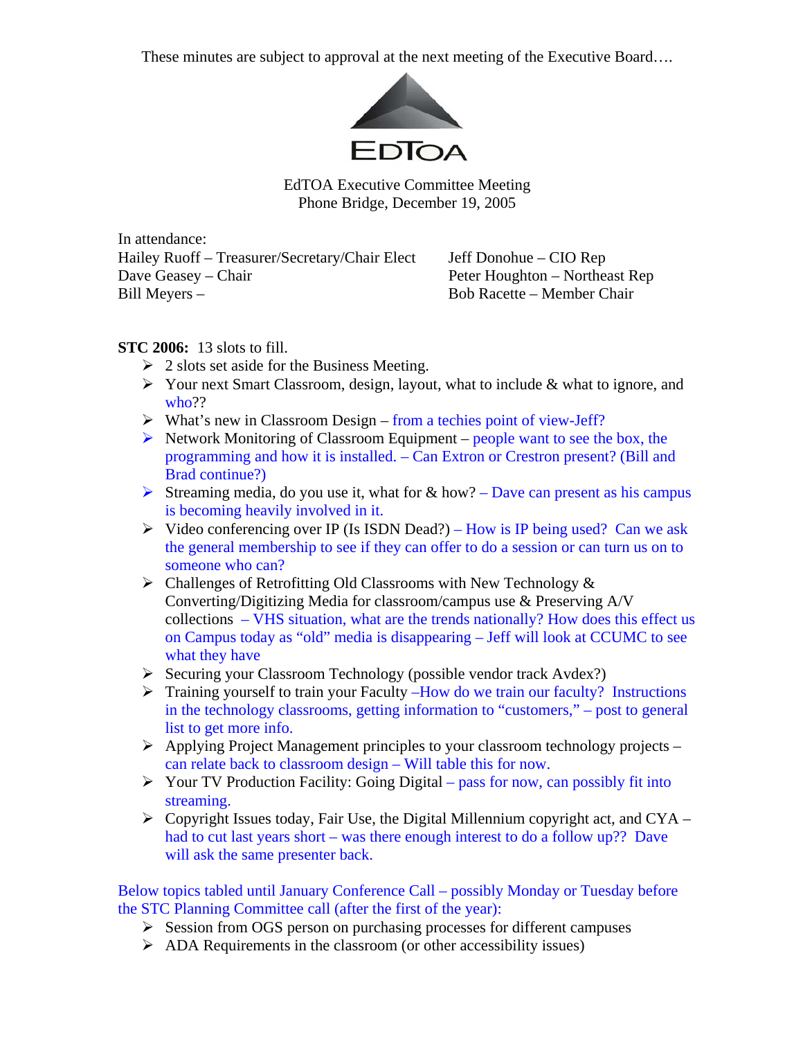These minutes are subject to approval at the next meeting of the Executive Board….

EDTOA

EdTOA Executive Committee Meeting
Phone Bridge, December 19, 2005

In attendance:
Hailey Ruoff – Treasurer/Secretary/Chair Elect
Dave Geasey – Chair
Bill Meyers –
Jeff Donohue – CIO Rep
Peter Houghton – Northeast Rep
Bob Racette – Member Chair

**STC 2006:** 13 slots to fill.

- 2 slots set aside for the Business Meeting.
- Your next Smart Classroom, design, layout, what to include & what to ignore, and who??
- What's new in Classroom Design – from a techies point of view-Jeff?
- Network Monitoring of Classroom Equipment – people want to see the box, the programming and how it is installed. – Can Extron or Crestron present? (Bill and Brad continue?)
- Streaming media, do you use it, what for & how? – Dave can present as his campus is becoming heavily involved in it.
- Video conferencing over IP (Is ISDN Dead?) – How is IP being used? Can we ask the general membership to see if they can offer to do a session or can turn us on to someone who can?
- Challenges of Retrofitting Old Classrooms with New Technology & Converting/Digitizing Media for classroom/campus use & Preserving A/V collections – VHS situation, what are the trends nationally? How does this effect us on Campus today as "old" media is disappearing – Jeff will look at CCUMC to see what they have
- Securing your Classroom Technology (possible vendor track Avdex?)
- Training yourself to train your Faculty –How do we train our faculty? Instructions in the technology classrooms, getting information to "customers," – post to general list to get more info.
- Applying Project Management principles to your classroom technology projects – can relate back to classroom design – Will table this for now.
- Your TV Production Facility: Going Digital – pass for now, can possibly fit into streaming.
- Copyright Issues today, Fair Use, the Digital Millennium copyright act, and CYA – had to cut last years short – was there enough interest to do a follow up?? Dave will ask the same presenter back.

Below topics tabled until January Conference Call – possibly Monday or Tuesday before the STC Planning Committee call (after the first of the year):

- Session from OGS person on purchasing processes for different campuses
- ADA Requirements in the classroom (or other accessibility issues)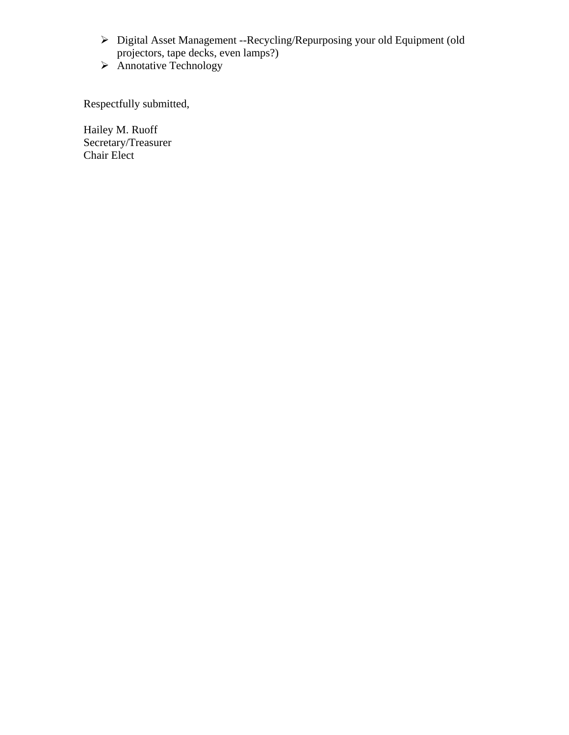- Digital Asset Management --Recycling/Repurposing your old Equipment (old projectors, tape decks, even lamps?)
- Annotative Technology

Respectfully submitted,

Hailey M. Ruoff
Secretary/Treasurer
Chair Elect